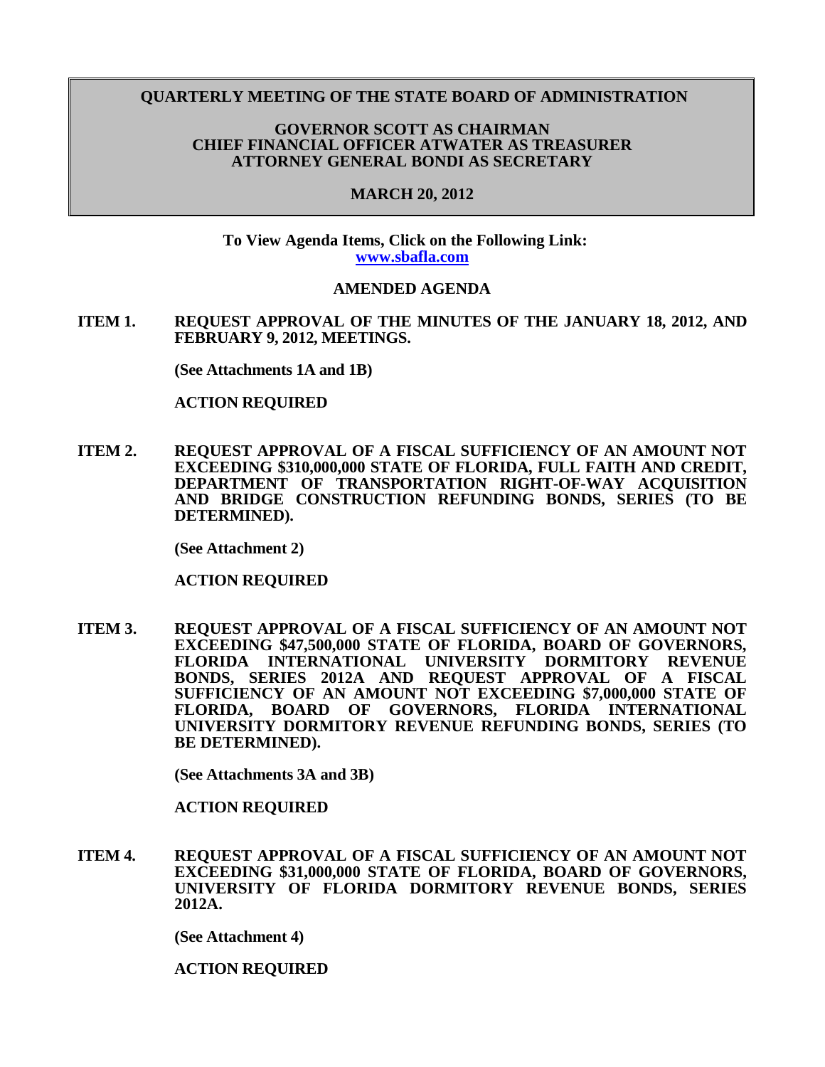**QUARTERLY MEETING OF THE STATE BOARD OF ADMINISTRATION**

**GOVERNOR SCOTT AS CHAIRMAN**
**CHIEF FINANCIAL OFFICER ATWATER AS TREASURER**
**ATTORNEY GENERAL BONDI AS SECRETARY**

**MARCH 20, 2012**

**To View Agenda Items, Click on the Following Link:**
**[www.sbafla.com](www.sbafla.com)**

**AMENDED AGENDA**

**ITEM 1.** **REQUEST APPROVAL OF THE MINUTES OF THE JANUARY 18, 2012, AND FEBRUARY 9, 2012, MEETINGS.**

**(See Attachments 1A and 1B)**

**ACTION REQUIRED**

**ITEM 2.** **REQUEST APPROVAL OF A FISCAL SUFFICIENCY OF AN AMOUNT NOT EXCEEDING $310,000,000 STATE OF FLORIDA, FULL FAITH AND CREDIT, DEPARTMENT OF TRANSPORTATION RIGHT-OF-WAY ACQUISITION AND BRIDGE CONSTRUCTION REFUNDING BONDS, SERIES (TO BE DETERMINED).**

**(See Attachment 2)**

**ACTION REQUIRED**

**ITEM 3.** **REQUEST APPROVAL OF A FISCAL SUFFICIENCY OF AN AMOUNT NOT EXCEEDING $47,500,000 STATE OF FLORIDA, BOARD OF GOVERNORS, FLORIDA INTERNATIONAL UNIVERSITY DORMITORY REVENUE BONDS, SERIES 2012A AND REQUEST APPROVAL OF A FISCAL SUFFICIENCY OF AN AMOUNT NOT EXCEEDING $7,000,000 STATE OF FLORIDA, BOARD OF GOVERNORS, FLORIDA INTERNATIONAL UNIVERSITY DORMITORY REVENUE REFUNDING BONDS, SERIES (TO BE DETERMINED).**

**(See Attachments 3A and 3B)**

**ACTION REQUIRED**

**ITEM 4.** **REQUEST APPROVAL OF A FISCAL SUFFICIENCY OF AN AMOUNT NOT EXCEEDING $31,000,000 STATE OF FLORIDA, BOARD OF GOVERNORS, UNIVERSITY OF FLORIDA DORMITORY REVENUE BONDS, SERIES 2012A.**

**(See Attachment 4)**

**ACTION REQUIRED**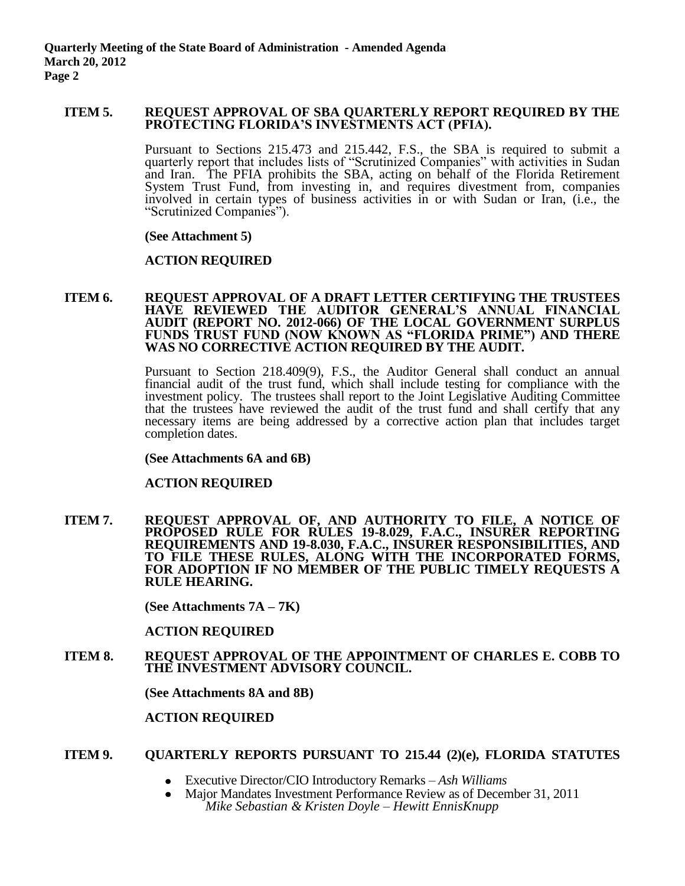**ITEM 5. REQUEST APPROVAL OF SBA QUARTERLY REPORT REQUIRED BY THE PROTECTING FLORIDA'S INVESTMENTS ACT (PFIA).**

Pursuant to Sections 215.473 and 215.442, F.S., the SBA is required to submit a quarterly report that includes lists of "Scrutinized Companies" with activities in Sudan and Iran. The PFIA prohibits the SBA, acting on behalf of the Florida Retirement System Trust Fund, from investing in, and requires divestment from, companies involved in certain types of business activities in or with Sudan or Iran, (i.e., the "Scrutinized Companies").

**(See Attachment 5)**

**ACTION REQUIRED**

**ITEM 6. REQUEST APPROVAL OF A DRAFT LETTER CERTIFYING THE TRUSTEES HAVE REVIEWED THE AUDITOR GENERAL'S ANNUAL FINANCIAL AUDIT (REPORT NO. 2012-066) OF THE LOCAL GOVERNMENT SURPLUS FUNDS TRUST FUND (NOW KNOWN AS "FLORIDA PRIME") AND THERE WAS NO CORRECTIVE ACTION REQUIRED BY THE AUDIT.**

Pursuant to Section 218.409(9), F.S., the Auditor General shall conduct an annual financial audit of the trust fund, which shall include testing for compliance with the investment policy. The trustees shall report to the Joint Legislative Auditing Committee that the trustees have reviewed the audit of the trust fund and shall certify that any necessary items are being addressed by a corrective action plan that includes target completion dates.

**(See Attachments 6A and 6B)**

**ACTION REQUIRED**

**ITEM 7. REQUEST APPROVAL OF, AND AUTHORITY TO FILE, A NOTICE OF PROPOSED RULE FOR RULES 19-8.029, F.A.C., INSURER REPORTING REQUIREMENTS AND 19-8.030, F.A.C., INSURER RESPONSIBILITIES, AND TO FILE THESE RULES, ALONG WITH THE INCORPORATED FORMS, FOR ADOPTION IF NO MEMBER OF THE PUBLIC TIMELY REQUESTS A RULE HEARING.**

**(See Attachments 7A – 7K)**

**ACTION REQUIRED**

**ITEM 8. REQUEST APPROVAL OF THE APPOINTMENT OF CHARLES E. COBB TO THE INVESTMENT ADVISORY COUNCIL.**

**(See Attachments 8A and 8B)**

**ACTION REQUIRED**

**ITEM 9. QUARTERLY REPORTS PURSUANT TO 215.44 (2)(e), FLORIDA STATUTES**

- Executive Director/CIO Introductory Remarks – *Ash Williams*
- Major Mandates Investment Performance Review as of December 31, 2011
  *Mike Sebastian & Kristen Doyle – Hewitt EnnisKnupp*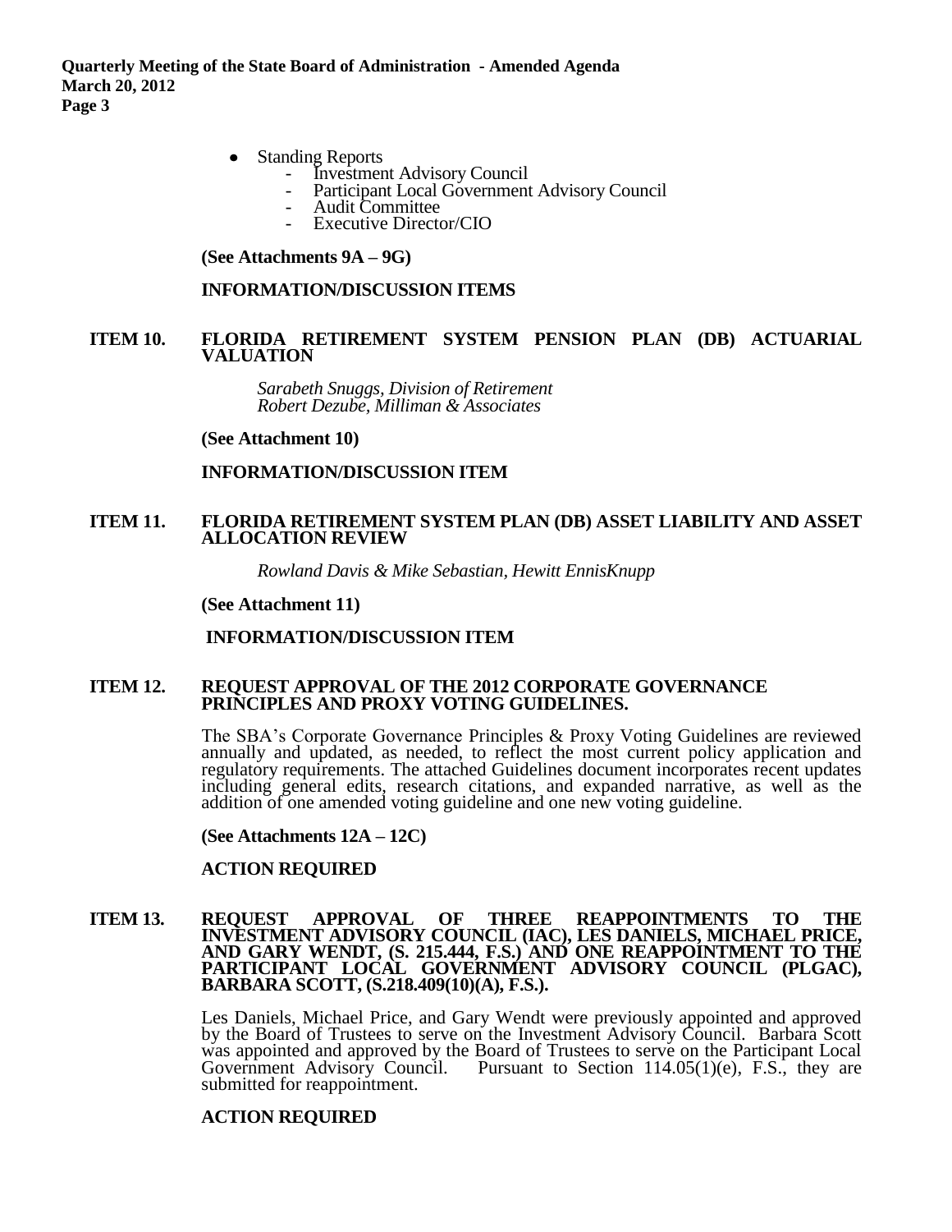- Standing Reports
  - Investment Advisory Council
  - Participant Local Government Advisory Council
  - Audit Committee
  - Executive Director/CIO

**(See Attachments 9A – 9G)**

**INFORMATION/DISCUSSION ITEMS**

**ITEM 10. FLORIDA RETIREMENT SYSTEM PENSION PLAN (DB) ACTUARIAL VALUATION**

*Sarabeth Snuggs, Division of Retirement*
*Robert Dezube, Milliman & Associates*

**(See Attachment 10)**

**INFORMATION/DISCUSSION ITEM**

**ITEM 11. FLORIDA RETIREMENT SYSTEM PLAN (DB) ASSET LIABILITY AND ASSET ALLOCATION REVIEW**

*Rowland Davis & Mike Sebastian, Hewitt EnnisKnupp*

**(See Attachment 11)**

**INFORMATION/DISCUSSION ITEM**

**ITEM 12. REQUEST APPROVAL OF THE 2012 CORPORATE GOVERNANCE PRINCIPLES AND PROXY VOTING GUIDELINES.**

The SBA's Corporate Governance Principles & Proxy Voting Guidelines are reviewed annually and updated, as needed, to reflect the most current policy application and regulatory requirements. The attached Guidelines document incorporates recent updates including general edits, research citations, and expanded narrative, as well as the addition of one amended voting guideline and one new voting guideline.

**(See Attachments 12A – 12C)**

**ACTION REQUIRED**

**ITEM 13. REQUEST APPROVAL OF THREE REAPPOINTMENTS TO THE INVESTMENT ADVISORY COUNCIL (IAC), LES DANIELS, MICHAEL PRICE, AND GARY WENDT, (S. 215.444, F.S.) AND ONE REAPPOINTMENT TO THE PARTICIPANT LOCAL GOVERNMENT ADVISORY COUNCIL (PLGAC), BARBARA SCOTT, (S.218.409(10)(A), F.S.).**

Les Daniels, Michael Price, and Gary Wendt were previously appointed and approved by the Board of Trustees to serve on the Investment Advisory Council. Barbara Scott was appointed and approved by the Board of Trustees to serve on the Participant Local Government Advisory Council. Pursuant to Section 114.05(1)(e), F.S., they are submitted for reappointment.

**ACTION REQUIRED**